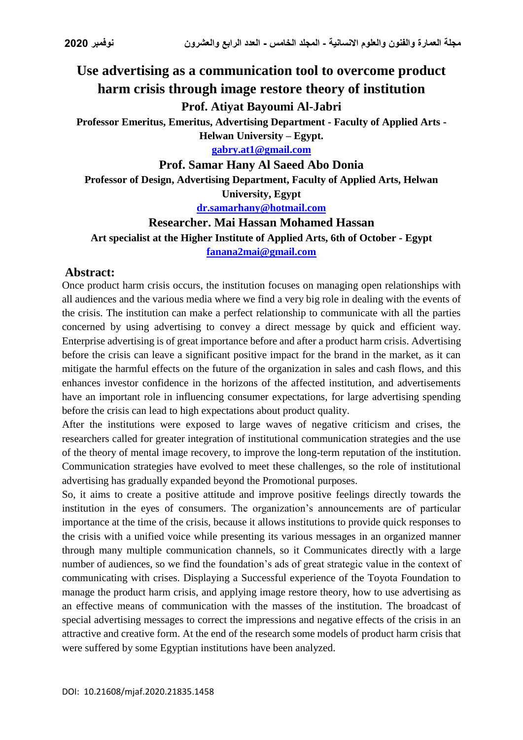# Use advertising as a communication tool to overcome product harm crisis through image restore theory of institution

**Prof. Atiyat Bayoumi Al-Jabri**

**Professor Emeritus, Emeritus, Advertising Department - Faculty of Applied Arts - Helwan University – Egypt.**

**gabry.at1@gmail.com**

**Prof. Samar Hany Al Saeed Abo Donia**

**Professor of Design, Advertising Department, Faculty of Applied Arts, Helwan University, Egypt**

**dr.samarhany@hotmail.com**

**Researcher. Mai Hassan Mohamed Hassan**

**Art specialist at the Higher Institute of Applied Arts, 6th of October - Egypt**

**fanana2mai@gmail.com**

## Abstract:

Once product harm crisis occurs, the institution focuses on managing open relationships with all audiences and the various media where we find a very big role in dealing with the events of the crisis. The institution can make a perfect relationship to communicate with all the parties concerned by using advertising to convey a direct message by quick and efficient way. Enterprise advertising is of great importance before and after a product harm crisis. Advertising before the crisis can leave a significant positive impact for the brand in the market, as it can mitigate the harmful effects on the future of the organization in sales and cash flows, and this enhances investor confidence in the horizons of the affected institution, and advertisements have an important role in influencing consumer expectations, for large advertising spending before the crisis can lead to high expectations about product quality.

After the institutions were exposed to large waves of negative criticism and crises, the researchers called for greater integration of institutional communication strategies and the use of the theory of mental image recovery, to improve the long-term reputation of the institution. Communication strategies have evolved to meet these challenges, so the role of institutional advertising has gradually expanded beyond the Promotional purposes.

So, it aims to create a positive attitude and improve positive feelings directly towards the institution in the eyes of consumers. The organization's announcements are of particular importance at the time of the crisis, because it allows institutions to provide quick responses to the crisis with a unified voice while presenting its various messages in an organized manner through many multiple communication channels, so it Communicates directly with a large number of audiences, so we find the foundation's ads of great strategic value in the context of communicating with crises. Displaying a Successful experience of the Toyota Foundation to manage the product harm crisis, and applying image restore theory, how to use advertising as an effective means of communication with the masses of the institution. The broadcast of special advertising messages to correct the impressions and negative effects of the crisis in an attractive and creative form. At the end of the research some models of product harm crisis that were suffered by some Egyptian institutions have been analyzed.

DOI: 10.21608/mjaf.2020.21835.1458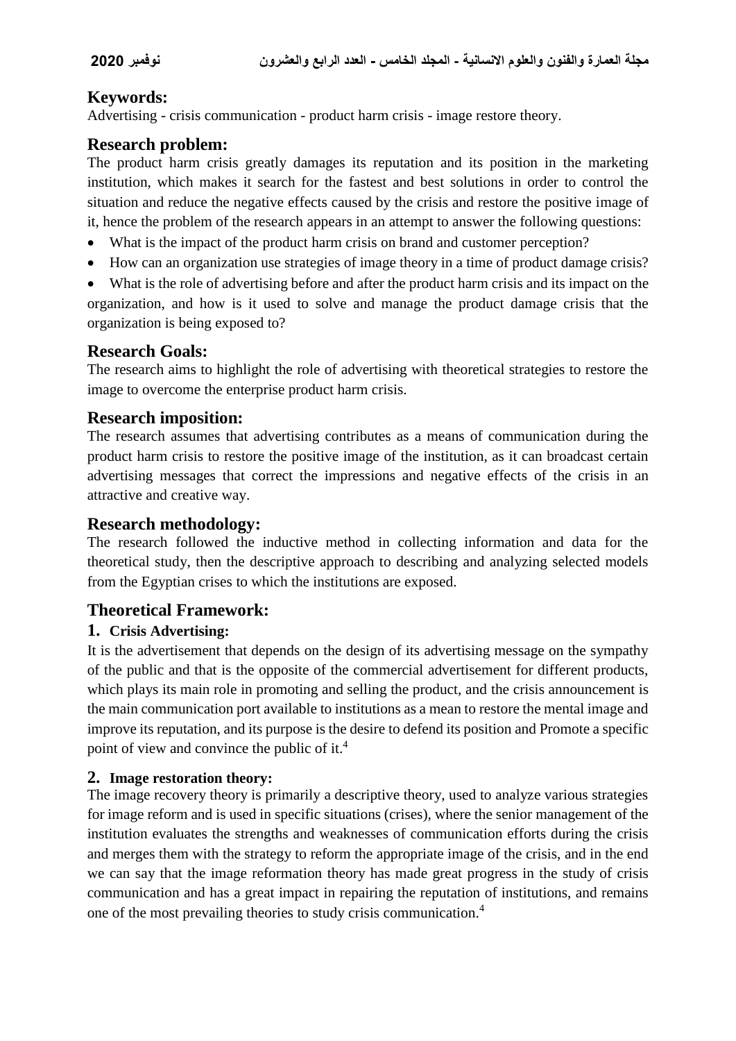## Keywords:

Advertising - crisis communication - product harm crisis - image restore theory.

## Research problem:

The product harm crisis greatly damages its reputation and its position in the marketing institution, which makes it search for the fastest and best solutions in order to control the situation and reduce the negative effects caused by the crisis and restore the positive image of it, hence the problem of the research appears in an attempt to answer the following questions:

- What is the impact of the product harm crisis on brand and customer perception?
- How can an organization use strategies of image theory in a time of product damage crisis?
- What is the role of advertising before and after the product harm crisis and its impact on the organization, and how is it used to solve and manage the product damage crisis that the organization is being exposed to?

## Research Goals:

The research aims to highlight the role of advertising with theoretical strategies to restore the image to overcome the enterprise product harm crisis.

## Research imposition:

The research assumes that advertising contributes as a means of communication during the product harm crisis to restore the positive image of the institution, as it can broadcast certain advertising messages that correct the impressions and negative effects of the crisis in an attractive and creative way.

## Research methodology:

The research followed the inductive method in collecting information and data for the theoretical study, then the descriptive approach to describing and analyzing selected models from the Egyptian crises to which the institutions are exposed.

## Theoretical Framework:

### 1. Crisis Advertising:

It is the advertisement that depends on the design of its advertising message on the sympathy of the public and that is the opposite of the commercial advertisement for different products, which plays its main role in promoting and selling the product, and the crisis announcement is the main communication port available to institutions as a mean to restore the mental image and improve its reputation, and its purpose is the desire to defend its position and Promote a specific point of view and convince the public of it.[4]

### 2. Image restoration theory:

The image recovery theory is primarily a descriptive theory, used to analyze various strategies for image reform and is used in specific situations (crises), where the senior management of the institution evaluates the strengths and weaknesses of communication efforts during the crisis and merges them with the strategy to reform the appropriate image of the crisis, and in the end we can say that the image reformation theory has made great progress in the study of crisis communication and has a great impact in repairing the reputation of institutions, and remains one of the most prevailing theories to study crisis communication.[4]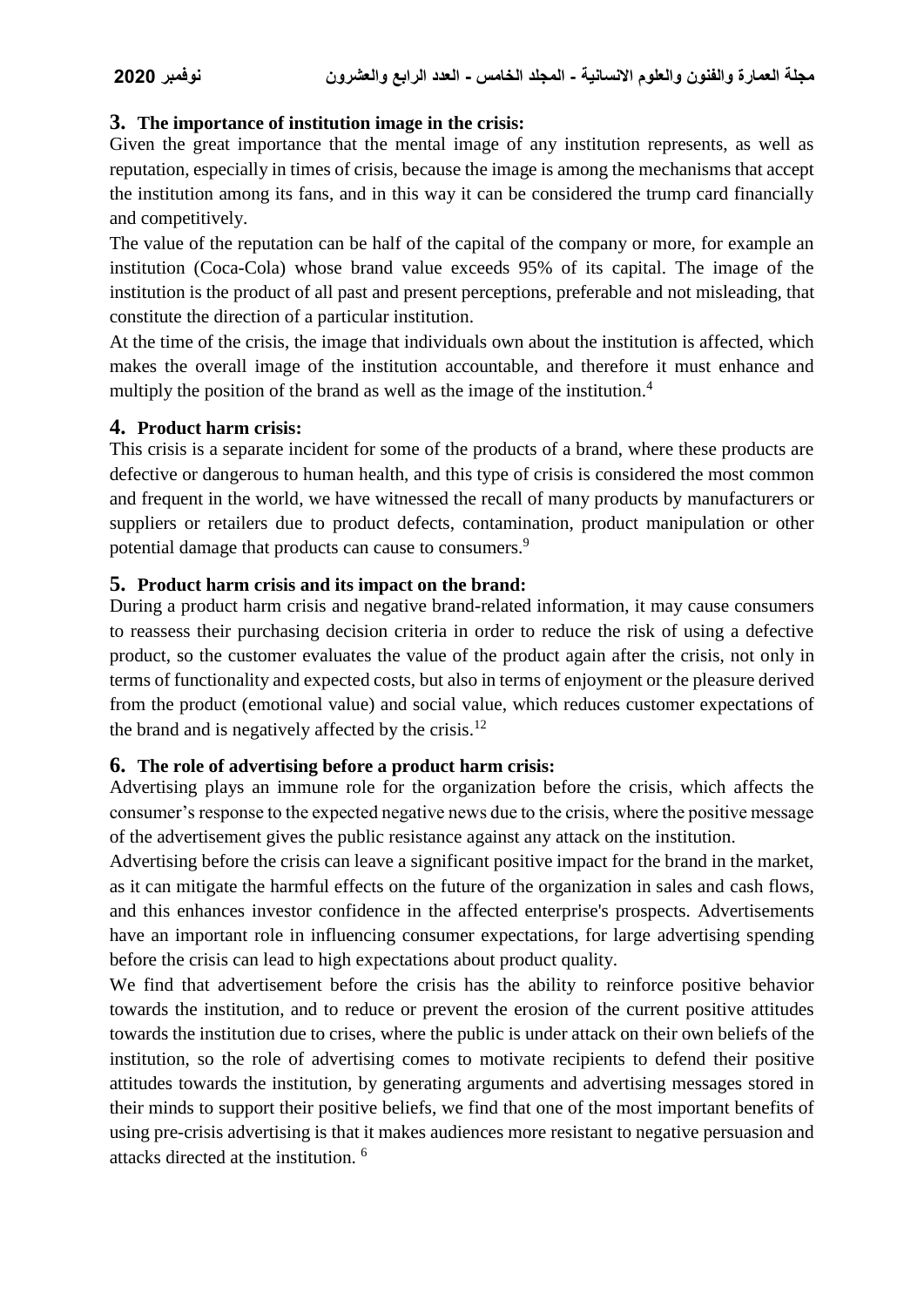## 3. The importance of institution image in the crisis:

Given the great importance that the mental image of any institution represents, as well as reputation, especially in times of crisis, because the image is among the mechanisms that accept the institution among its fans, and in this way it can be considered the trump card financially and competitively.

The value of the reputation can be half of the capital of the company or more, for example an institution (Coca-Cola) whose brand value exceeds 95% of its capital. The image of the institution is the product of all past and present perceptions, preferable and not misleading, that constitute the direction of a particular institution.

At the time of the crisis, the image that individuals own about the institution is affected, which makes the overall image of the institution accountable, and therefore it must enhance and multiply the position of the brand as well as the image of the institution.[4]

## 4. Product harm crisis:

This crisis is a separate incident for some of the products of a brand, where these products are defective or dangerous to human health, and this type of crisis is considered the most common and frequent in the world, we have witnessed the recall of many products by manufacturers or suppliers or retailers due to product defects, contamination, product manipulation or other potential damage that products can cause to consumers.[9]

## 5. Product harm crisis and its impact on the brand:

During a product harm crisis and negative brand-related information, it may cause consumers to reassess their purchasing decision criteria in order to reduce the risk of using a defective product, so the customer evaluates the value of the product again after the crisis, not only in terms of functionality and expected costs, but also in terms of enjoyment or the pleasure derived from the product (emotional value) and social value, which reduces customer expectations of the brand and is negatively affected by the crisis.[12]

## 6. The role of advertising before a product harm crisis:

Advertising plays an immune role for the organization before the crisis, which affects the consumer's response to the expected negative news due to the crisis, where the positive message of the advertisement gives the public resistance against any attack on the institution.

Advertising before the crisis can leave a significant positive impact for the brand in the market, as it can mitigate the harmful effects on the future of the organization in sales and cash flows, and this enhances investor confidence in the affected enterprise's prospects. Advertisements have an important role in influencing consumer expectations, for large advertising spending before the crisis can lead to high expectations about product quality.

We find that advertisement before the crisis has the ability to reinforce positive behavior towards the institution, and to reduce or prevent the erosion of the current positive attitudes towards the institution due to crises, where the public is under attack on their own beliefs of the institution, so the role of advertising comes to motivate recipients to defend their positive attitudes towards the institution, by generating arguments and advertising messages stored in their minds to support their positive beliefs, we find that one of the most important benefits of using pre-crisis advertising is that it makes audiences more resistant to negative persuasion and attacks directed at the institution.[6]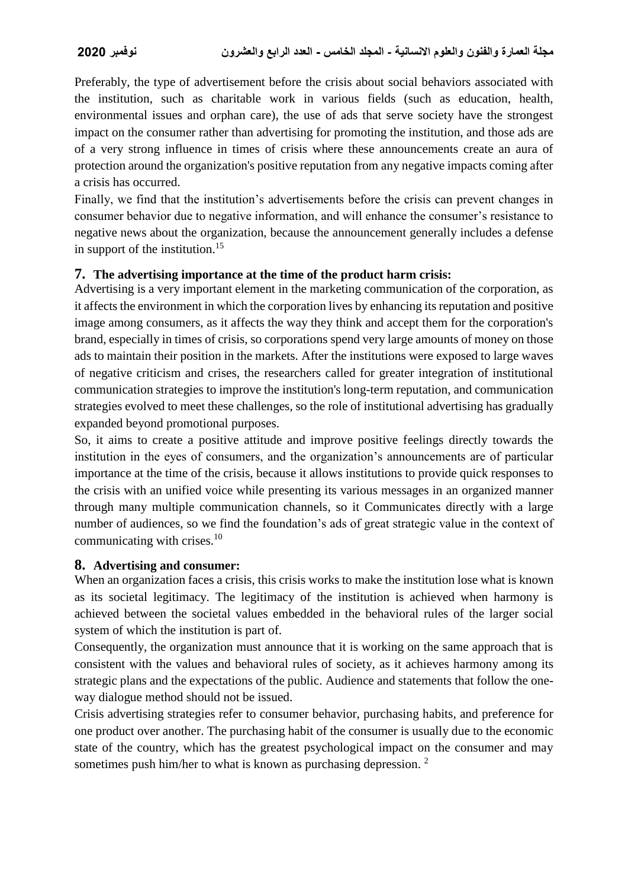Preferably, the type of advertisement before the crisis about social behaviors associated with the institution, such as charitable work in various fields (such as education, health, environmental issues and orphan care), the use of ads that serve society have the strongest impact on the consumer rather than advertising for promoting the institution, and those ads are of a very strong influence in times of crisis where these announcements create an aura of protection around the organization's positive reputation from any negative impacts coming after a crisis has occurred.

Finally, we find that the institution's advertisements before the crisis can prevent changes in consumer behavior due to negative information, and will enhance the consumer's resistance to negative news about the organization, because the announcement generally includes a defense in support of the institution.[15]

## 7. The advertising importance at the time of the product harm crisis:

Advertising is a very important element in the marketing communication of the corporation, as it affects the environment in which the corporation lives by enhancing its reputation and positive image among consumers, as it affects the way they think and accept them for the corporation's brand, especially in times of crisis, so corporations spend very large amounts of money on those ads to maintain their position in the markets. After the institutions were exposed to large waves of negative criticism and crises, the researchers called for greater integration of institutional communication strategies to improve the institution's long-term reputation, and communication strategies evolved to meet these challenges, so the role of institutional advertising has gradually expanded beyond promotional purposes.

So, it aims to create a positive attitude and improve positive feelings directly towards the institution in the eyes of consumers, and the organization's announcements are of particular importance at the time of the crisis, because it allows institutions to provide quick responses to the crisis with an unified voice while presenting its various messages in an organized manner through many multiple communication channels, so it Communicates directly with a large number of audiences, so we find the foundation's ads of great strategic value in the context of communicating with crises.[10]

## 8. Advertising and consumer:

When an organization faces a crisis, this crisis works to make the institution lose what is known as its societal legitimacy. The legitimacy of the institution is achieved when harmony is achieved between the societal values embedded in the behavioral rules of the larger social system of which the institution is part of.

Consequently, the organization must announce that it is working on the same approach that is consistent with the values and behavioral rules of society, as it achieves harmony among its strategic plans and the expectations of the public. Audience and statements that follow the one-way dialogue method should not be issued.

Crisis advertising strategies refer to consumer behavior, purchasing habits, and preference for one product over another. The purchasing habit of the consumer is usually due to the economic state of the country, which has the greatest psychological impact on the consumer and may sometimes push him/her to what is known as purchasing depression. [2]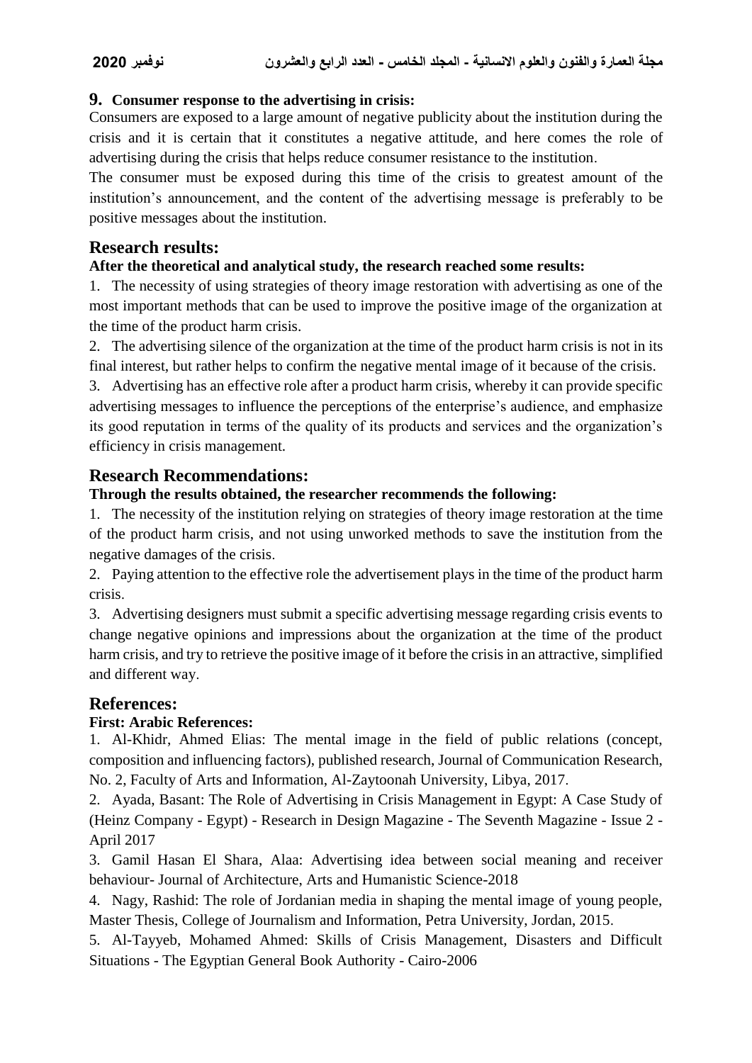## 9. Consumer response to the advertising in crisis:

Consumers are exposed to a large amount of negative publicity about the institution during the crisis and it is certain that it constitutes a negative attitude, and here comes the role of advertising during the crisis that helps reduce consumer resistance to the institution.

The consumer must be exposed during this time of the crisis to greatest amount of the institution's announcement, and the content of the advertising message is preferably to be positive messages about the institution.

# Research results:

**After the theoretical and analytical study, the research reached some results:**

1. The necessity of using strategies of theory image restoration with advertising as one of the most important methods that can be used to improve the positive image of the organization at the time of the product harm crisis.
2. The advertising silence of the organization at the time of the product harm crisis is not in its final interest, but rather helps to confirm the negative mental image of it because of the crisis.
3. Advertising has an effective role after a product harm crisis, whereby it can provide specific advertising messages to influence the perceptions of the enterprise's audience, and emphasize its good reputation in terms of the quality of its products and services and the organization's efficiency in crisis management.

# Research Recommendations:

**Through the results obtained, the researcher recommends the following:**

1. The necessity of the institution relying on strategies of theory image restoration at the time of the product harm crisis, and not using unworked methods to save the institution from the negative damages of the crisis.
2. Paying attention to the effective role the advertisement plays in the time of the product harm crisis.
3. Advertising designers must submit a specific advertising message regarding crisis events to change negative opinions and impressions about the organization at the time of the product harm crisis, and try to retrieve the positive image of it before the crisis in an attractive, simplified and different way.

# References:

**First: Arabic References:**

1. Al-Khidr, Ahmed Elias: The mental image in the field of public relations (concept, composition and influencing factors), published research, Journal of Communication Research, No. 2, Faculty of Arts and Information, Al-Zaytoonah University, Libya, 2017.
2. Ayada, Basant: The Role of Advertising in Crisis Management in Egypt: A Case Study of (Heinz Company - Egypt) - Research in Design Magazine - The Seventh Magazine - Issue 2 - April 2017
3. Gamil Hasan El Shara, Alaa: Advertising idea between social meaning and receiver behaviour- Journal of Architecture, Arts and Humanistic Science-2018
4. Nagy, Rashid: The role of Jordanian media in shaping the mental image of young people, Master Thesis, College of Journalism and Information, Petra University, Jordan, 2015.
5. Al-Tayyeb, Mohamed Ahmed: Skills of Crisis Management, Disasters and Difficult Situations - The Egyptian General Book Authority - Cairo-2006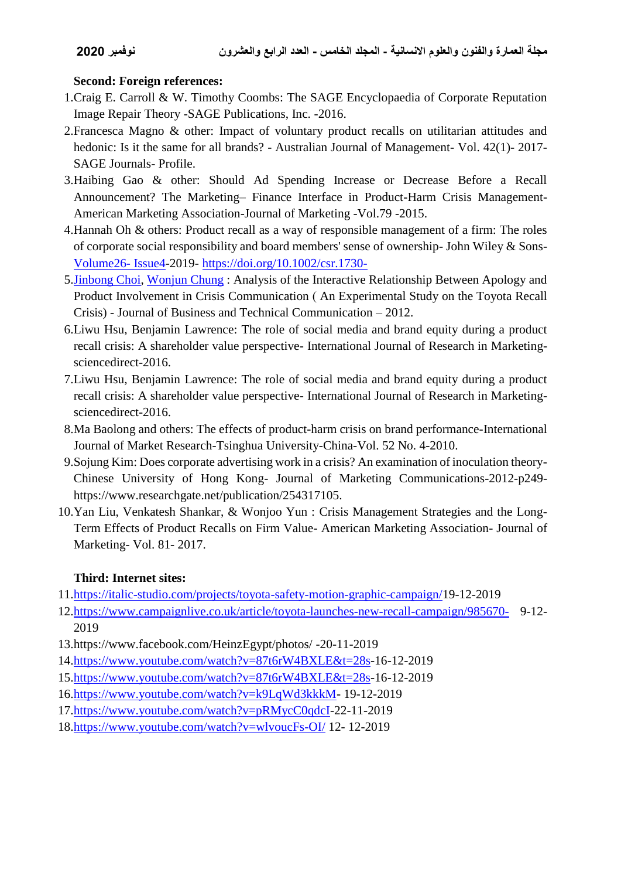**Second: Foreign references:**

1. Craig E. Carroll & W. Timothy Coombs: The SAGE Encyclopaedia of Corporate Reputation Image Repair Theory -SAGE Publications, Inc. -2016.
2. Francesca Magno & other: Impact of voluntary product recalls on utilitarian attitudes and hedonic: Is it the same for all brands? - Australian Journal of Management- Vol. 42(1)- 2017- SAGE Journals- Profile.
3. Haibing Gao & other: Should Ad Spending Increase or Decrease Before a Recall Announcement? The Marketing– Finance Interface in Product-Harm Crisis Management- American Marketing Association-Journal of Marketing -Vol.79 -2015.
4. Hannah Oh & others: Product recall as a way of responsible management of a firm: The roles of corporate social responsibility and board members' sense of ownership- John Wiley & Sons- Volume26- Issue4-2019- https://doi.org/10.1002/csr.1730-
5. Jinbong Choi, Wonjun Chung : Analysis of the Interactive Relationship Between Apology and Product Involvement in Crisis Communication ( An Experimental Study on the Toyota Recall Crisis) - Journal of Business and Technical Communication – 2012.
6. Liwu Hsu, Benjamin Lawrence: The role of social media and brand equity during a product recall crisis: A shareholder value perspective- International Journal of Research in Marketing- sciencedirect-2016.
7. Liwu Hsu, Benjamin Lawrence: The role of social media and brand equity during a product recall crisis: A shareholder value perspective- International Journal of Research in Marketing- sciencedirect-2016.
8. Ma Baolong and others: The effects of product-harm crisis on brand performance-International Journal of Market Research-Tsinghua University-China-Vol. 52 No. 4-2010.
9. Sojung Kim: Does corporate advertising work in a crisis? An examination of inoculation theory- Chinese University of Hong Kong- Journal of Marketing Communications-2012-p249- https://www.researchgate.net/publication/254317105.
10. Yan Liu, Venkatesh Shankar, & Wonjoo Yun : Crisis Management Strategies and the Long-Term Effects of Product Recalls on Firm Value- American Marketing Association- Journal of Marketing- Vol. 81- 2017.

**Third: Internet sites:**

11. https://italic-studio.com/projects/toyota-safety-motion-graphic-campaign/19-12-2019
12. https://www.campaignlive.co.uk/article/toyota-launches-new-recall-campaign/985670- 9-12-2019
13. https://www.facebook.com/HeinzEgypt/photos/ -20-11-2019
14. https://www.youtube.com/watch?v=87t6rW4BXLE&t=28s-16-12-2019
15. https://www.youtube.com/watch?v=87t6rW4BXLE&t=28s-16-12-2019
16. https://www.youtube.com/watch?v=k9LqWd3kkkM- 19-12-2019
17. https://www.youtube.com/watch?v=pRMycC0qdcI-22-11-2019
18. https://www.youtube.com/watch?v=wlvoucFs-OI/ 12- 12-2019